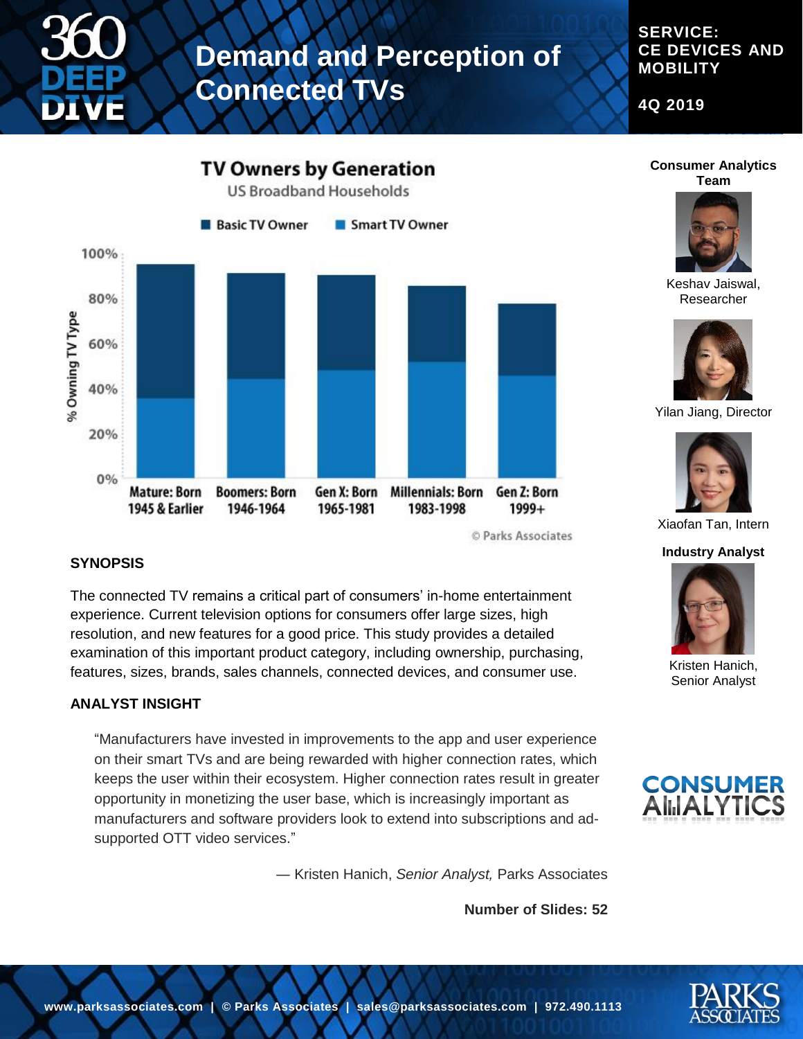# Demand and Perception of Connected TVs

**SERVICE: CE DEVICES AND MOBILITY**

**4Q 2019**

## TV Owners by Generation

US Broadband Households

Basic TV Owner | Smart TV Owner

% Owning TV Type

Mature: Born 1945 & Earlier | Boomers: Born 1946-1964 | Gen X: Born 1965-1981 | Millennials: Born 1983-1998 | Gen Z: Born 1999+

© Parks Associates

**Consumer Analytics Team**

Keshav Jaiswal, Researcher

Yilan Jiang, Director

Xiaofan Tan, Intern

**Industry Analyst**

Kristen Hanich, Senior Analyst

### SYNOPSIS

The connected TV remains a critical part of consumers' in-home entertainment experience. Current television options for consumers offer large sizes, high resolution, and new features for a good price. This study provides a detailed examination of this important product category, including ownership, purchasing, features, sizes, brands, sales channels, connected devices, and consumer use.

### ANALYST INSIGHT

"Manufacturers have invested in improvements to the app and user experience on their smart TVs and are being rewarded with higher connection rates, which keeps the user within their ecosystem. Higher connection rates result in greater opportunity in monetizing the user base, which is increasingly important as manufacturers and software providers look to extend into subscriptions and ad-supported OTT video services."

— Kristen Hanich, *Senior Analyst,* Parks Associates

**Number of Slides: 52**

www.parksassociates.com | © Parks Associates | sales@parksassociates.com | 972.490.1113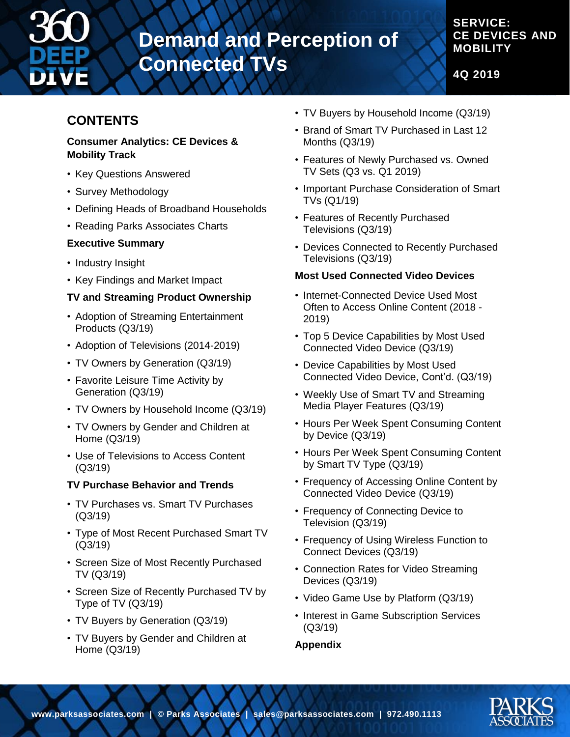# Demand and Perception of Connected TVs

**SERVICE: CE DEVICES AND MOBILITY**

**4Q 2019**

## CONTENTS

### Consumer Analytics: CE Devices & Mobility Track

- Key Questions Answered
- Survey Methodology
- Defining Heads of Broadband Households
- Reading Parks Associates Charts

### Executive Summary

- Industry Insight
- Key Findings and Market Impact

### TV and Streaming Product Ownership

- Adoption of Streaming Entertainment Products (Q3/19)
- Adoption of Televisions (2014-2019)
- TV Owners by Generation (Q3/19)
- Favorite Leisure Time Activity by Generation (Q3/19)
- TV Owners by Household Income (Q3/19)
- TV Owners by Gender and Children at Home (Q3/19)
- Use of Televisions to Access Content (Q3/19)

### TV Purchase Behavior and Trends

- TV Purchases vs. Smart TV Purchases (Q3/19)
- Type of Most Recent Purchased Smart TV (Q3/19)
- Screen Size of Most Recently Purchased TV (Q3/19)
- Screen Size of Recently Purchased TV by Type of TV (Q3/19)
- TV Buyers by Generation (Q3/19)
- TV Buyers by Gender and Children at Home (Q3/19)
- TV Buyers by Household Income (Q3/19)
- Brand of Smart TV Purchased in Last 12 Months (Q3/19)
- Features of Newly Purchased vs. Owned TV Sets (Q3 vs. Q1 2019)
- Important Purchase Consideration of Smart TVs (Q1/19)
- Features of Recently Purchased Televisions (Q3/19)
- Devices Connected to Recently Purchased Televisions (Q3/19)

### Most Used Connected Video Devices

- Internet-Connected Device Used Most Often to Access Online Content (2018 - 2019)
- Top 5 Device Capabilities by Most Used Connected Video Device (Q3/19)
- Device Capabilities by Most Used Connected Video Device, Cont'd. (Q3/19)
- Weekly Use of Smart TV and Streaming Media Player Features (Q3/19)
- Hours Per Week Spent Consuming Content by Device (Q3/19)
- Hours Per Week Spent Consuming Content by Smart TV Type (Q3/19)
- Frequency of Accessing Online Content by Connected Video Device (Q3/19)
- Frequency of Connecting Device to Television (Q3/19)
- Frequency of Using Wireless Function to Connect Devices (Q3/19)
- Connection Rates for Video Streaming Devices (Q3/19)
- Video Game Use by Platform (Q3/19)
- Interest in Game Subscription Services (Q3/19)

### Appendix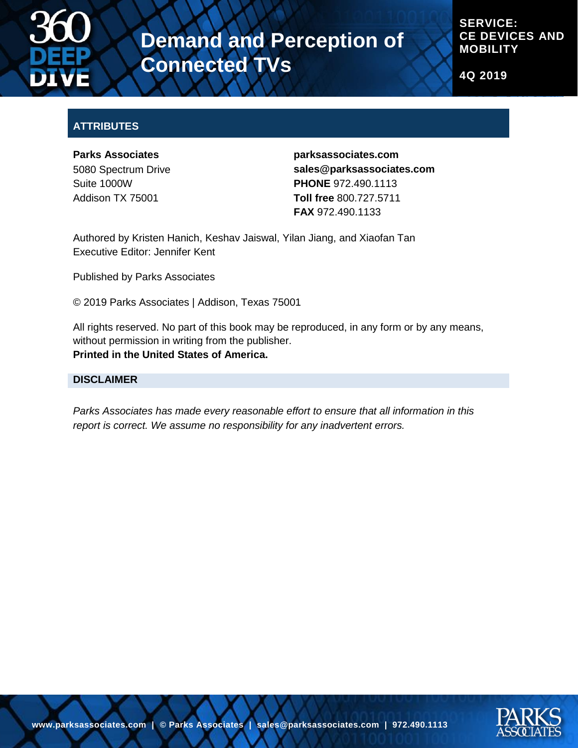# Demand and Perception of Connected TVs

**SERVICE: CE DEVICES AND MOBILITY**

**4Q 2019**

## ATTRIBUTES

**Parks Associates**
5080 Spectrum Drive
Suite 1000W
Addison TX 75001

**parksassociates.com**
**sales@parksassociates.com**
**PHONE** 972.490.1113
**Toll free** 800.727.5711
**FAX** 972.490.1133

Authored by Kristen Hanich, Keshav Jaiswal, Yilan Jiang, and Xiaofan Tan
Executive Editor: Jennifer Kent

Published by Parks Associates

© 2019 Parks Associates | Addison, Texas 75001

All rights reserved. No part of this book may be reproduced, in any form or by any means, without permission in writing from the publisher.
**Printed in the United States of America.**

## DISCLAIMER

*Parks Associates has made every reasonable effort to ensure that all information in this report is correct. We assume no responsibility for any inadvertent errors.*